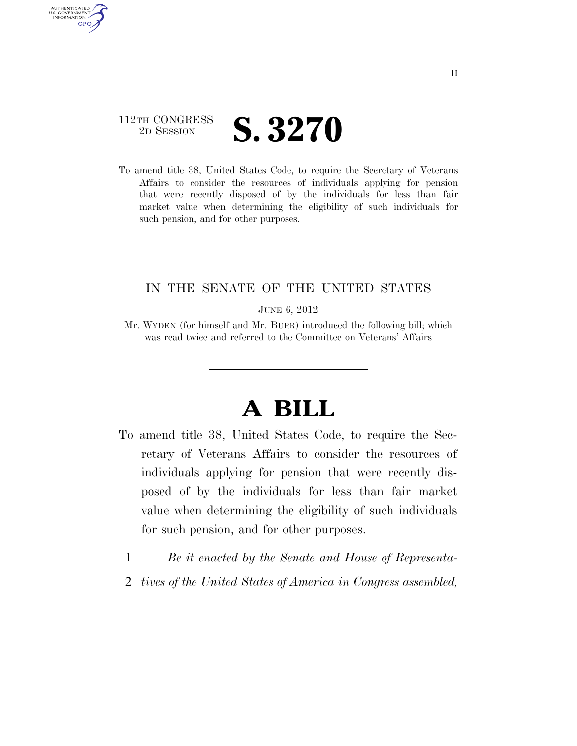112TH CONGRESS
2D SESSION

# S. 3270

To amend title 38, United States Code, to require the Secretary of Veterans Affairs to consider the resources of individuals applying for pension that were recently disposed of by the individuals for less than fair market value when determining the eligibility of such individuals for such pension, and for other purposes.

---

IN THE SENATE OF THE UNITED STATES

JUNE 6, 2012

Mr. WYDEN (for himself and Mr. BURR) introduced the following bill; which was read twice and referred to the Committee on Veterans' Affairs

---

# A BILL

To amend title 38, United States Code, to require the Secretary of Veterans Affairs to consider the resources of individuals applying for pension that were recently disposed of by the individuals for less than fair market value when determining the eligibility of such individuals for such pension, and for other purposes.

1 *Be it enacted by the Senate and House of Representa-*
2 *tives of the United States of America in Congress assembled,*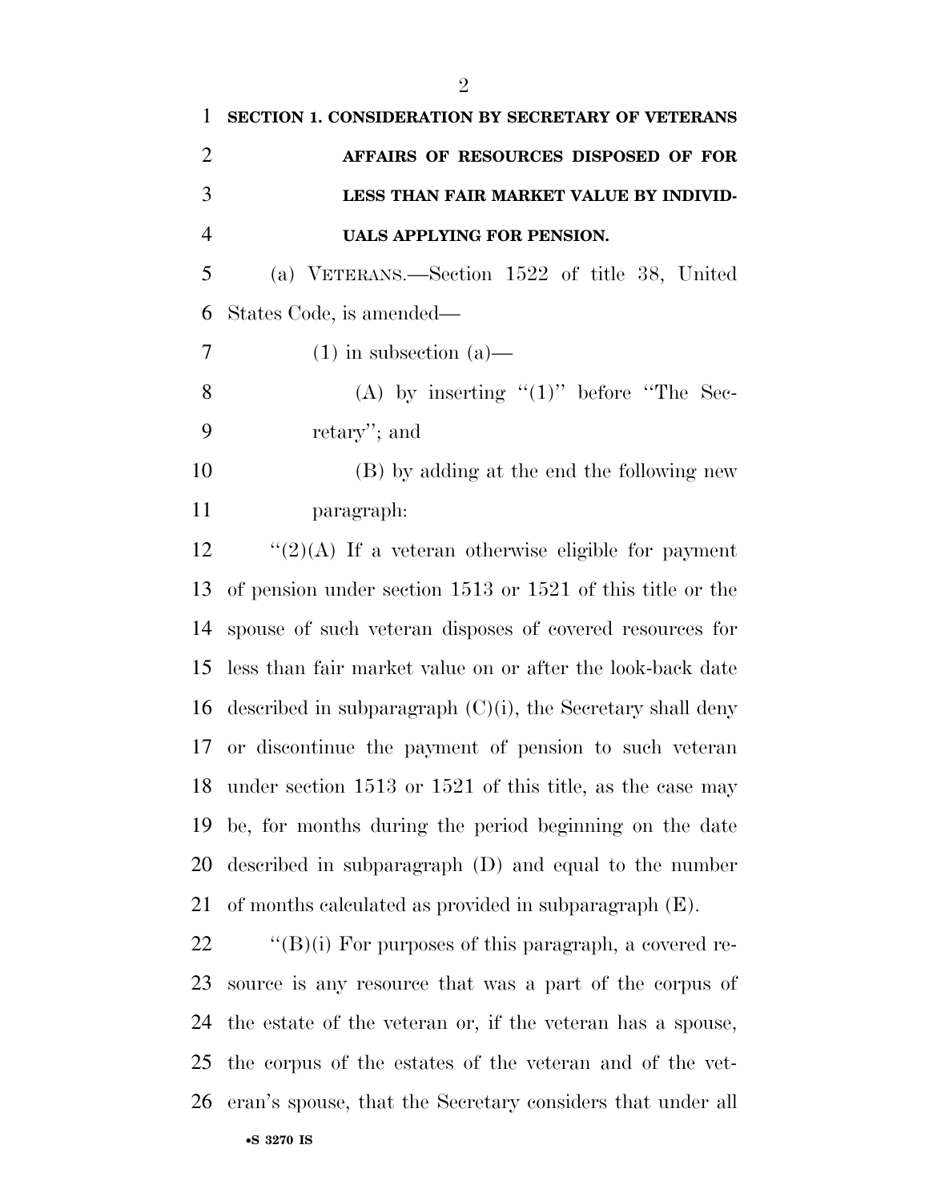**SECTION 1. CONSIDERATION BY SECRETARY OF VETERANS AFFAIRS OF RESOURCES DISPOSED OF FOR LESS THAN FAIR MARKET VALUE BY INDIVIDUALS APPLYING FOR PENSION.**

(a) VETERANS.—Section 1522 of title 38, United States Code, is amended—

(1) in subsection (a)—

(A) by inserting "(1)" before "The Secretary"; and

(B) by adding at the end the following new paragraph:

"(2)(A) If a veteran otherwise eligible for payment of pension under section 1513 or 1521 of this title or the spouse of such veteran disposes of covered resources for less than fair market value on or after the look-back date described in subparagraph (C)(i), the Secretary shall deny or discontinue the payment of pension to such veteran under section 1513 or 1521 of this title, as the case may be, for months during the period beginning on the date described in subparagraph (D) and equal to the number of months calculated as provided in subparagraph (E).

"(B)(i) For purposes of this paragraph, a covered resource is any resource that was a part of the corpus of the estate of the veteran or, if the veteran has a spouse, the corpus of the estates of the veteran and of the veteran's spouse, that the Secretary considers that under all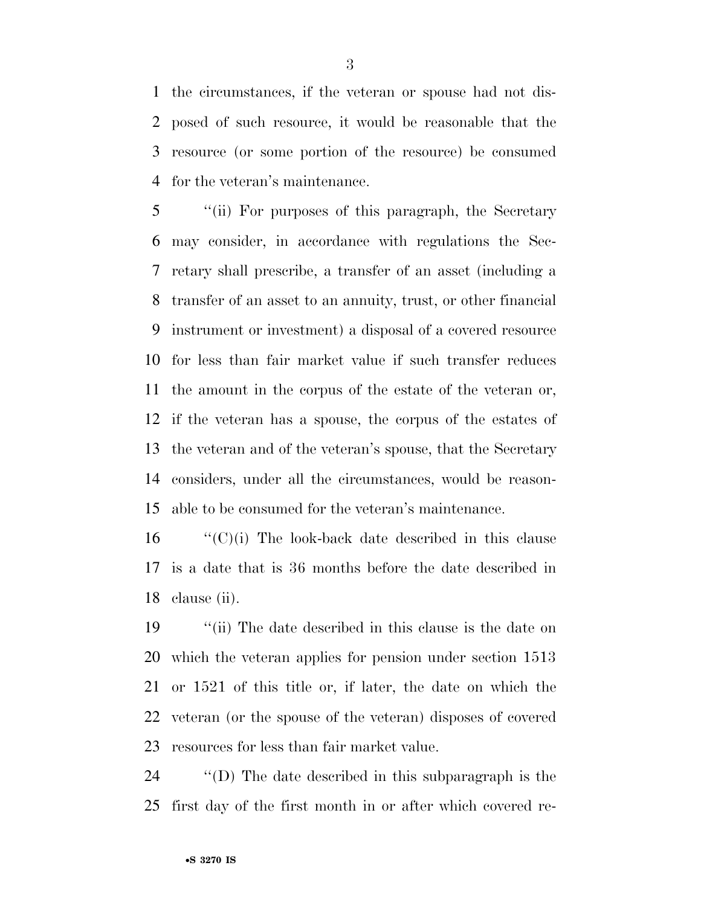the circumstances, if the veteran or spouse had not disposed of such resource, it would be reasonable that the resource (or some portion of the resource) be consumed for the veteran's maintenance.

"(ii) For purposes of this paragraph, the Secretary may consider, in accordance with regulations the Secretary shall prescribe, a transfer of an asset (including a transfer of an asset to an annuity, trust, or other financial instrument or investment) a disposal of a covered resource for less than fair market value if such transfer reduces the amount in the corpus of the estate of the veteran or, if the veteran has a spouse, the corpus of the estates of the veteran and of the veteran's spouse, that the Secretary considers, under all the circumstances, would be reasonable to be consumed for the veteran's maintenance.

"(C)(i) The look-back date described in this clause is a date that is 36 months before the date described in clause (ii).

"(ii) The date described in this clause is the date on which the veteran applies for pension under section 1513 or 1521 of this title or, if later, the date on which the veteran (or the spouse of the veteran) disposes of covered resources for less than fair market value.

"(D) The date described in this subparagraph is the first day of the first month in or after which covered re-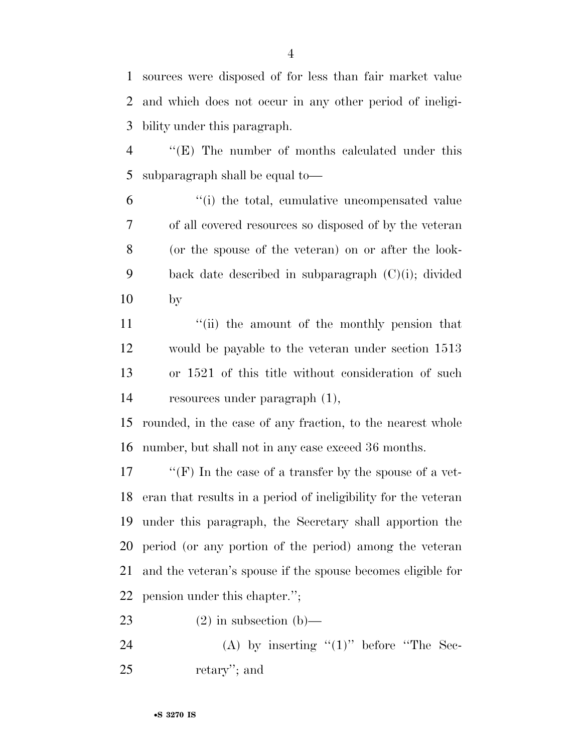sources were disposed of for less than fair market value and which does not occur in any other period of ineligibility under this paragraph.

''(E) The number of months calculated under this subparagraph shall be equal to—

''(i) the total, cumulative uncompensated value of all covered resources so disposed of by the veteran (or the spouse of the veteran) on or after the look-back date described in subparagraph (C)(i); divided by

''(ii) the amount of the monthly pension that would be payable to the veteran under section 1513 or 1521 of this title without consideration of such resources under paragraph (1),

rounded, in the case of any fraction, to the nearest whole number, but shall not in any case exceed 36 months.

''(F) In the case of a transfer by the spouse of a veteran that results in a period of ineligibility for the veteran under this paragraph, the Secretary shall apportion the period (or any portion of the period) among the veteran and the veteran's spouse if the spouse becomes eligible for pension under this chapter.'';

(2) in subsection (b)—

(A) by inserting ''(1)'' before ''The Secretary''; and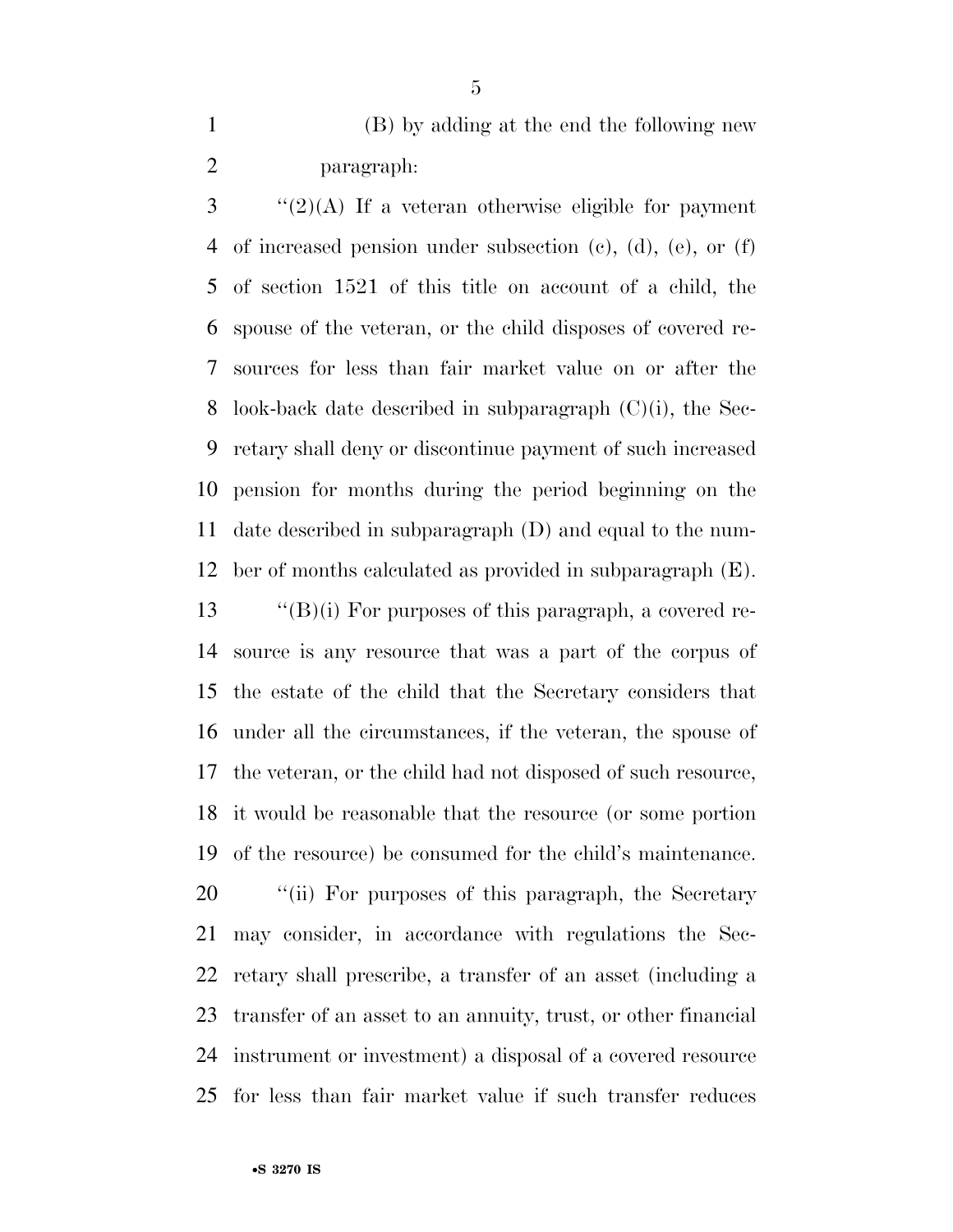(B) by adding at the end the following new paragraph:

"(2)(A) If a veteran otherwise eligible for payment of increased pension under subsection (c), (d), (e), or (f) of section 1521 of this title on account of a child, the spouse of the veteran, or the child disposes of covered resources for less than fair market value on or after the look-back date described in subparagraph (C)(i), the Secretary shall deny or discontinue payment of such increased pension for months during the period beginning on the date described in subparagraph (D) and equal to the number of months calculated as provided in subparagraph (E).

"(B)(i) For purposes of this paragraph, a covered resource is any resource that was a part of the corpus of the estate of the child that the Secretary considers that under all the circumstances, if the veteran, the spouse of the veteran, or the child had not disposed of such resource, it would be reasonable that the resource (or some portion of the resource) be consumed for the child's maintenance.

"(ii) For purposes of this paragraph, the Secretary may consider, in accordance with regulations the Secretary shall prescribe, a transfer of an asset (including a transfer of an asset to an annuity, trust, or other financial instrument or investment) a disposal of a covered resource for less than fair market value if such transfer reduces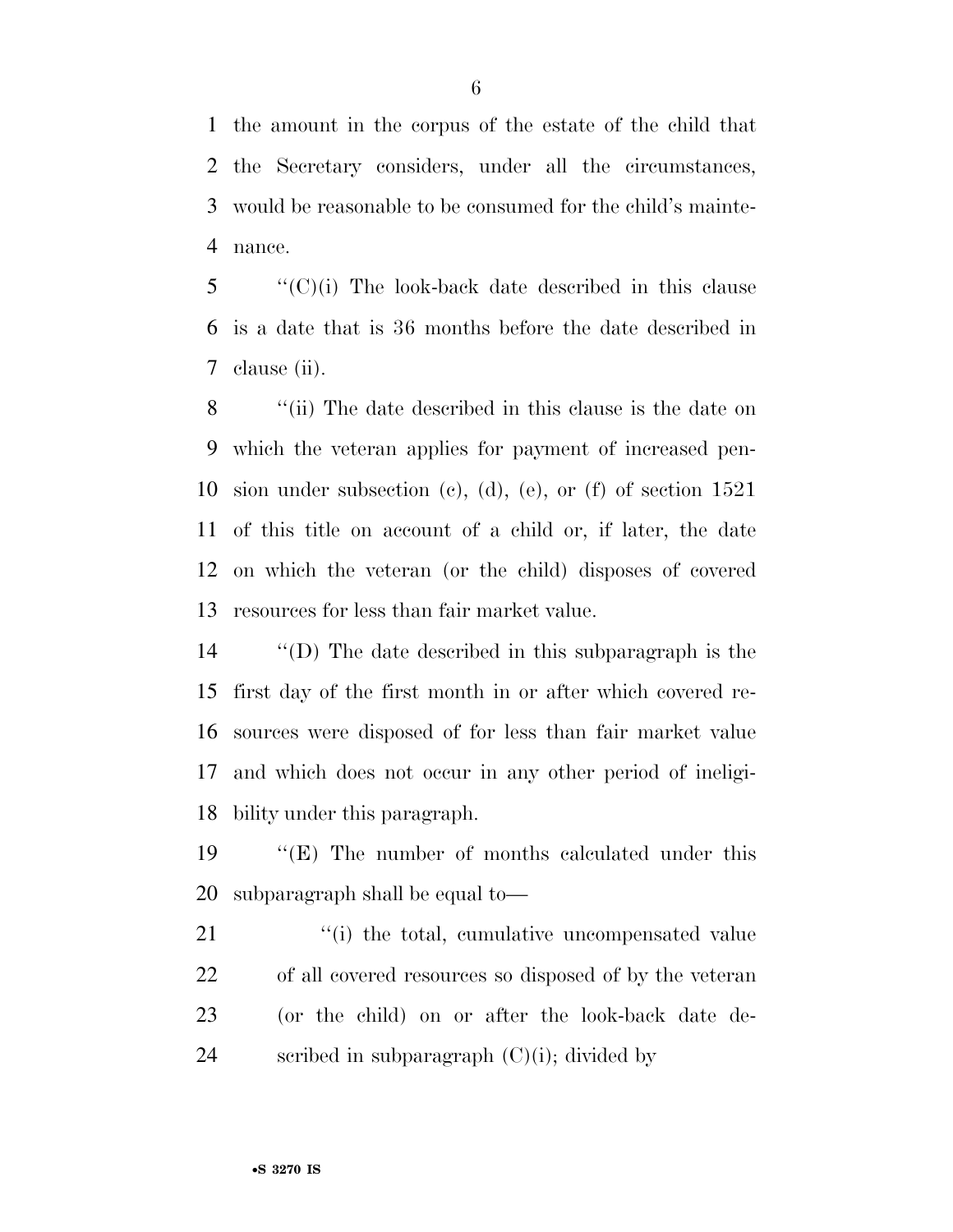the amount in the corpus of the estate of the child that the Secretary considers, under all the circumstances, would be reasonable to be consumed for the child's maintenance.

''(C)(i) The look-back date described in this clause is a date that is 36 months before the date described in clause (ii).

''(ii) The date described in this clause is the date on which the veteran applies for payment of increased pension under subsection (c), (d), (e), or (f) of section 1521 of this title on account of a child or, if later, the date on which the veteran (or the child) disposes of covered resources for less than fair market value.

''(D) The date described in this subparagraph is the first day of the first month in or after which covered resources were disposed of for less than fair market value and which does not occur in any other period of ineligibility under this paragraph.

''(E) The number of months calculated under this subparagraph shall be equal to—

''(i) the total, cumulative uncompensated value of all covered resources so disposed of by the veteran (or the child) on or after the look-back date described in subparagraph (C)(i); divided by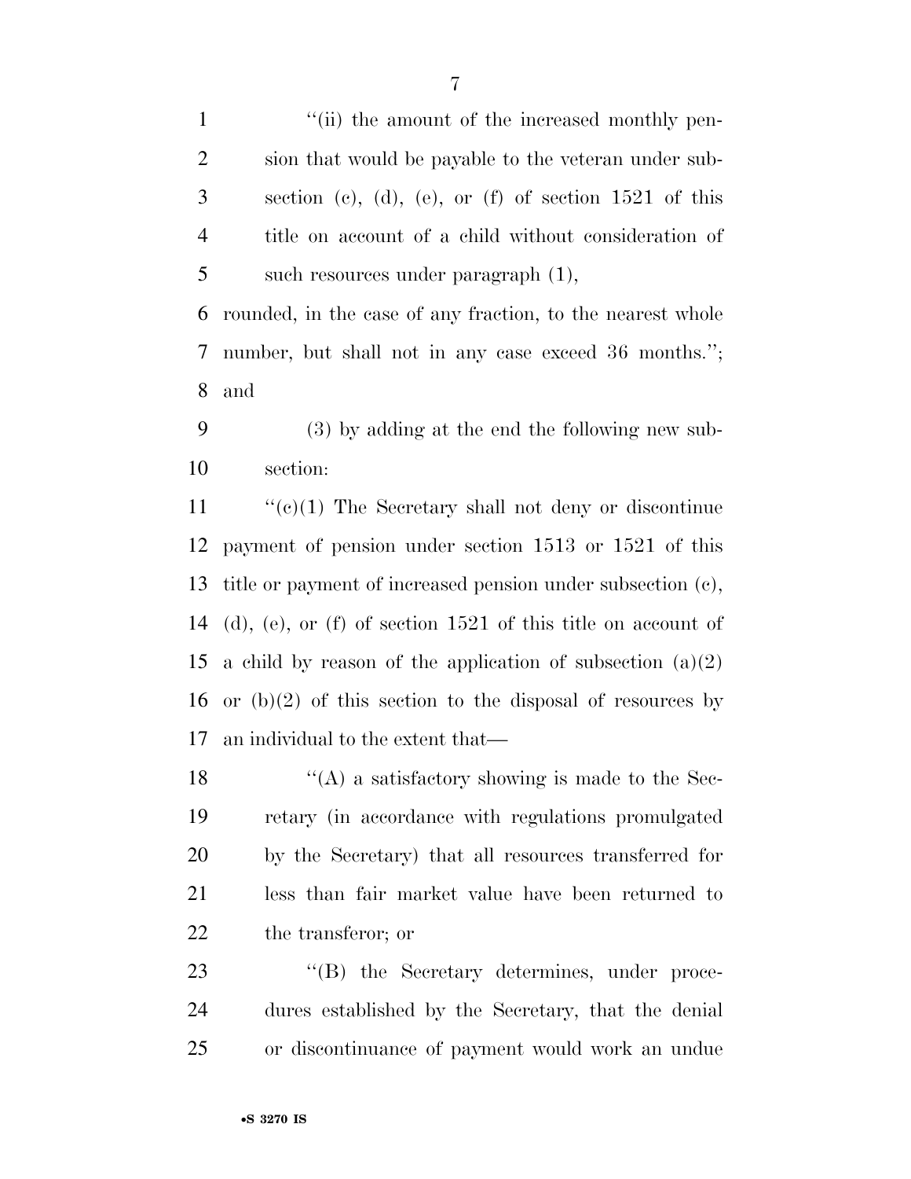''(ii) the amount of the increased monthly pension that would be payable to the veteran under subsection (c), (d), (e), or (f) of section 1521 of this title on account of a child without consideration of such resources under paragraph (1),

rounded, in the case of any fraction, to the nearest whole number, but shall not in any case exceed 36 months.''; and

(3) by adding at the end the following new subsection:

''(c)(1) The Secretary shall not deny or discontinue payment of pension under section 1513 or 1521 of this title or payment of increased pension under subsection (c), (d), (e), or (f) of section 1521 of this title on account of a child by reason of the application of subsection (a)(2) or (b)(2) of this section to the disposal of resources by an individual to the extent that—

''(A) a satisfactory showing is made to the Secretary (in accordance with regulations promulgated by the Secretary) that all resources transferred for less than fair market value have been returned to the transferor; or

''(B) the Secretary determines, under procedures established by the Secretary, that the denial or discontinuance of payment would work an undue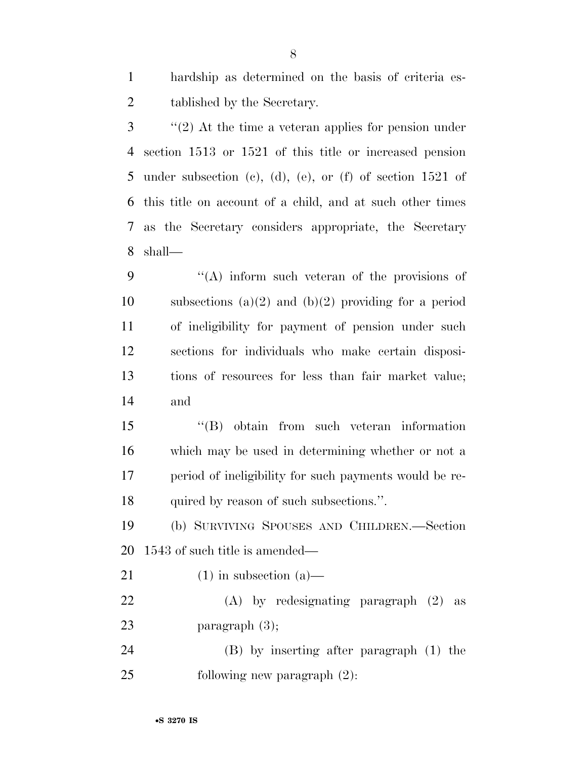hardship as determined on the basis of criteria established by the Secretary.

''(2) At the time a veteran applies for pension under section 1513 or 1521 of this title or increased pension under subsection (c), (d), (e), or (f) of section 1521 of this title on account of a child, and at such other times as the Secretary considers appropriate, the Secretary shall—

''(A) inform such veteran of the provisions of subsections (a)(2) and (b)(2) providing for a period of ineligibility for payment of pension under such sections for individuals who make certain dispositions of resources for less than fair market value; and

''(B) obtain from such veteran information which may be used in determining whether or not a period of ineligibility for such payments would be required by reason of such subsections.''.

(b) SURVIVING SPOUSES AND CHILDREN.—Section 1543 of such title is amended—

(1) in subsection (a)—

(A) by redesignating paragraph (2) as paragraph (3);

(B) by inserting after paragraph (1) the following new paragraph (2):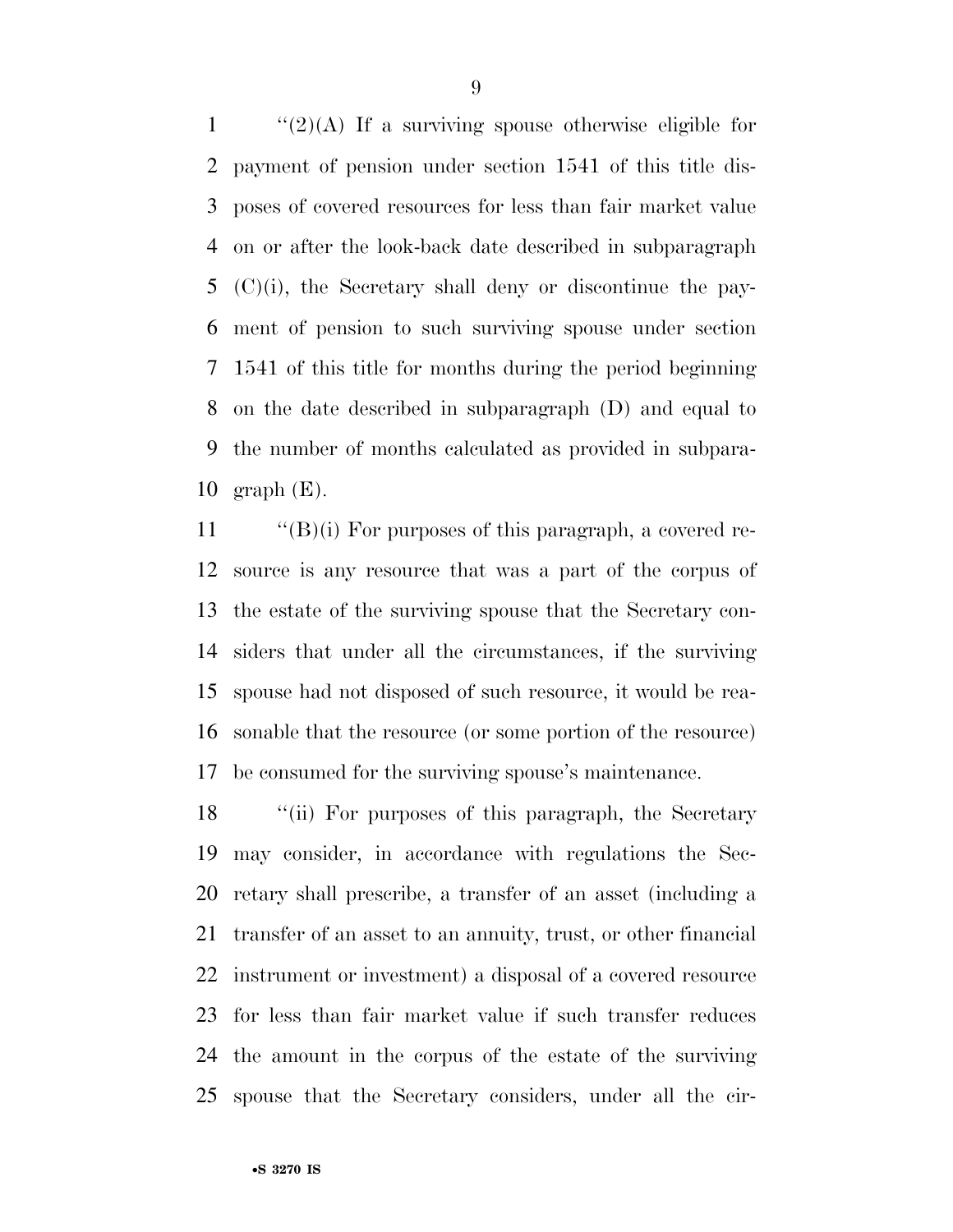"(2)(A) If a surviving spouse otherwise eligible for payment of pension under section 1541 of this title disposes of covered resources for less than fair market value on or after the look-back date described in subparagraph (C)(i), the Secretary shall deny or discontinue the payment of pension to such surviving spouse under section 1541 of this title for months during the period beginning on the date described in subparagraph (D) and equal to the number of months calculated as provided in subparagraph (E).

"(B)(i) For purposes of this paragraph, a covered resource is any resource that was a part of the corpus of the estate of the surviving spouse that the Secretary considers that under all the circumstances, if the surviving spouse had not disposed of such resource, it would be reasonable that the resource (or some portion of the resource) be consumed for the surviving spouse's maintenance.

"(ii) For purposes of this paragraph, the Secretary may consider, in accordance with regulations the Secretary shall prescribe, a transfer of an asset (including a transfer of an asset to an annuity, trust, or other financial instrument or investment) a disposal of a covered resource for less than fair market value if such transfer reduces the amount in the corpus of the estate of the surviving spouse that the Secretary considers, under all the cir-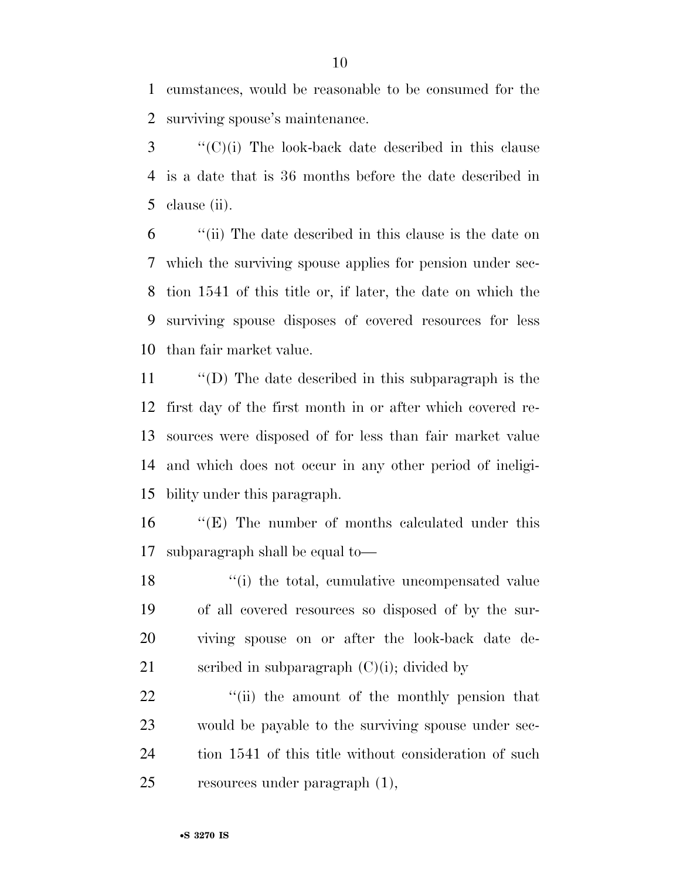cumstances, would be reasonable to be consumed for the surviving spouse's maintenance.

"(C)(i) The look-back date described in this clause is a date that is 36 months before the date described in clause (ii).

"(ii) The date described in this clause is the date on which the surviving spouse applies for pension under section 1541 of this title or, if later, the date on which the surviving spouse disposes of covered resources for less than fair market value.

"(D) The date described in this subparagraph is the first day of the first month in or after which covered resources were disposed of for less than fair market value and which does not occur in any other period of ineligibility under this paragraph.

"(E) The number of months calculated under this subparagraph shall be equal to—

"(i) the total, cumulative uncompensated value of all covered resources so disposed of by the surviving spouse on or after the look-back date described in subparagraph (C)(i); divided by

"(ii) the amount of the monthly pension that would be payable to the surviving spouse under section 1541 of this title without consideration of such resources under paragraph (1),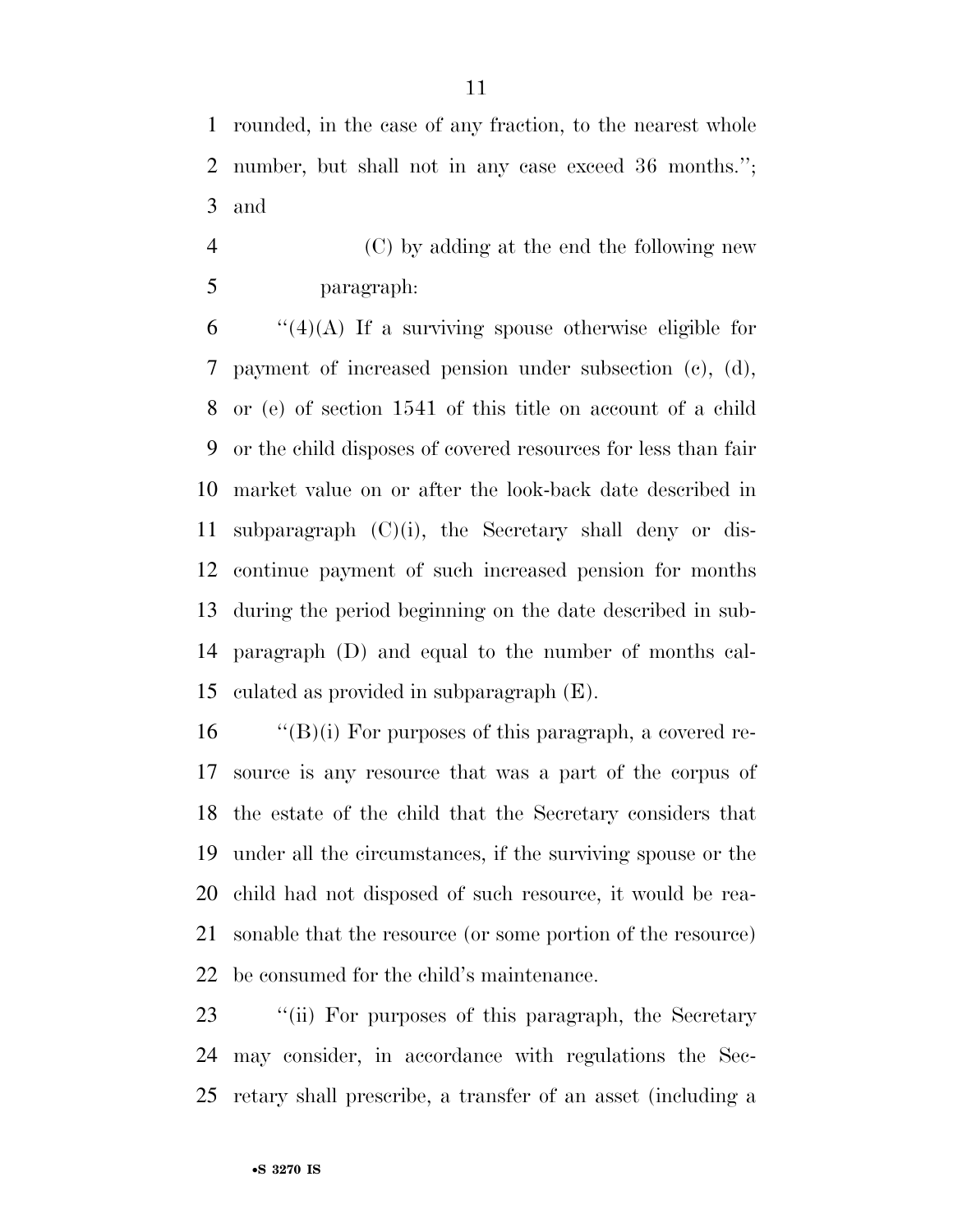rounded, in the case of any fraction, to the nearest whole number, but shall not in any case exceed 36 months.''; and

(C) by adding at the end the following new paragraph:

''(4)(A) If a surviving spouse otherwise eligible for payment of increased pension under subsection (c), (d), or (e) of section 1541 of this title on account of a child or the child disposes of covered resources for less than fair market value on or after the look-back date described in subparagraph (C)(i), the Secretary shall deny or discontinue payment of such increased pension for months during the period beginning on the date described in subparagraph (D) and equal to the number of months calculated as provided in subparagraph (E).

''(B)(i) For purposes of this paragraph, a covered resource is any resource that was a part of the corpus of the estate of the child that the Secretary considers that under all the circumstances, if the surviving spouse or the child had not disposed of such resource, it would be reasonable that the resource (or some portion of the resource) be consumed for the child's maintenance.

''(ii) For purposes of this paragraph, the Secretary may consider, in accordance with regulations the Secretary shall prescribe, a transfer of an asset (including a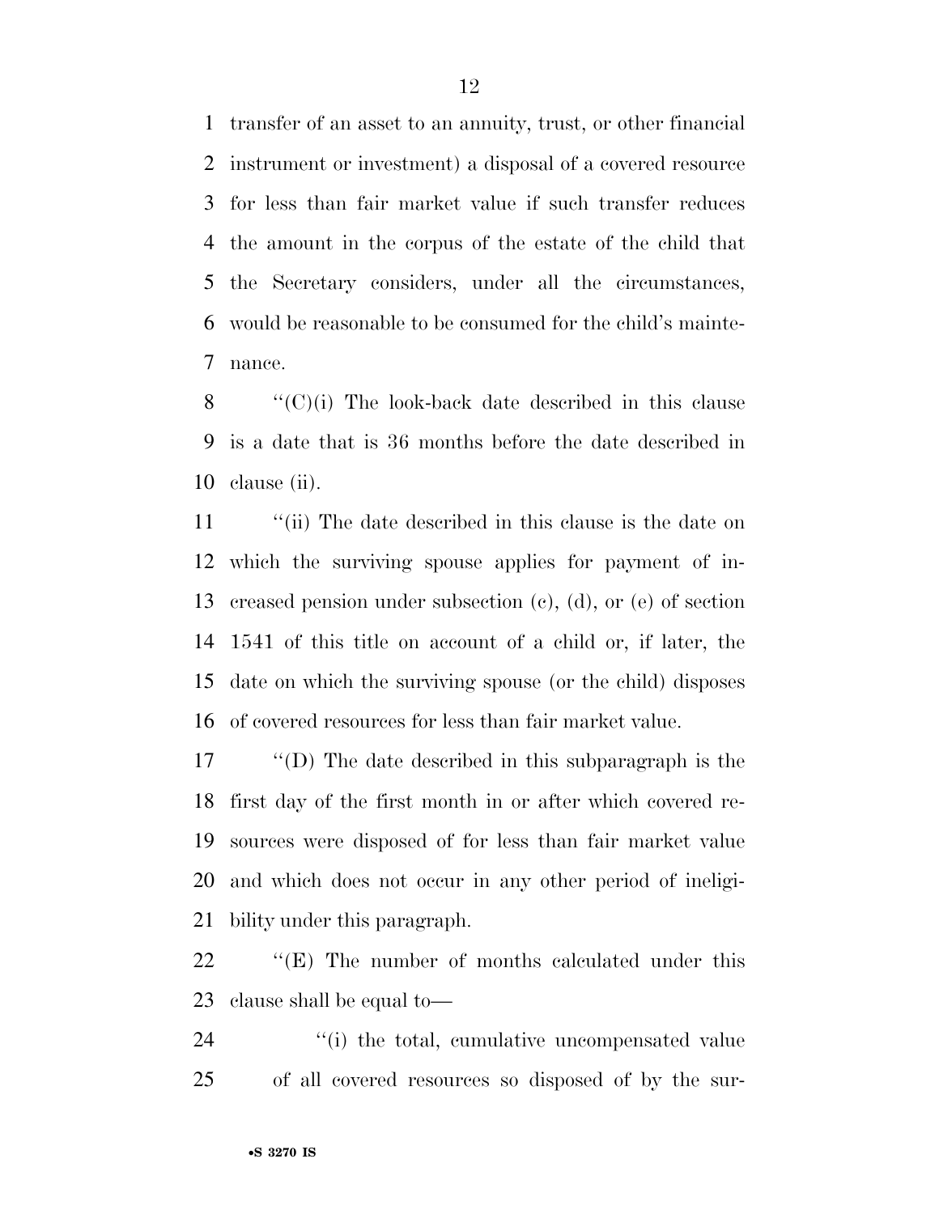transfer of an asset to an annuity, trust, or other financial instrument or investment) a disposal of a covered resource for less than fair market value if such transfer reduces the amount in the corpus of the estate of the child that the Secretary considers, under all the circumstances, would be reasonable to be consumed for the child's maintenance.

''(C)(i) The look-back date described in this clause is a date that is 36 months before the date described in clause (ii).

''(ii) The date described in this clause is the date on which the surviving spouse applies for payment of increased pension under subsection (c), (d), or (e) of section 1541 of this title on account of a child or, if later, the date on which the surviving spouse (or the child) disposes of covered resources for less than fair market value.

''(D) The date described in this subparagraph is the first day of the first month in or after which covered resources were disposed of for less than fair market value and which does not occur in any other period of ineligibility under this paragraph.

''(E) The number of months calculated under this clause shall be equal to—

''(i) the total, cumulative uncompensated value of all covered resources so disposed of by the sur-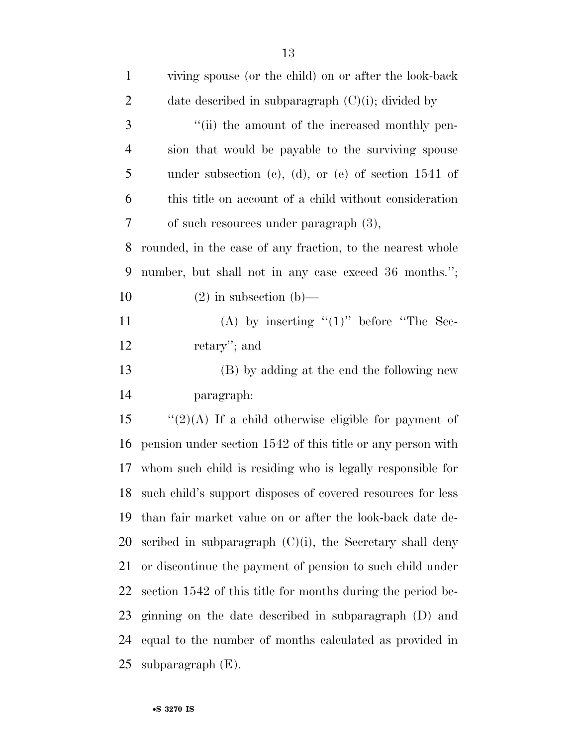viving spouse (or the child) on or after the look-back date described in subparagraph (C)(i); divided by

"(ii) the amount of the increased monthly pension that would be payable to the surviving spouse under subsection (c), (d), or (e) of section 1541 of this title on account of a child without consideration of such resources under paragraph (3),

rounded, in the case of any fraction, to the nearest whole number, but shall not in any case exceed 36 months.";

(2) in subsection (b)—

(A) by inserting "(1)" before "The Secretary"; and

(B) by adding at the end the following new paragraph:

"(2)(A) If a child otherwise eligible for payment of pension under section 1542 of this title or any person with whom such child is residing who is legally responsible for such child's support disposes of covered resources for less than fair market value on or after the look-back date described in subparagraph (C)(i), the Secretary shall deny or discontinue the payment of pension to such child under section 1542 of this title for months during the period beginning on the date described in subparagraph (D) and equal to the number of months calculated as provided in subparagraph (E).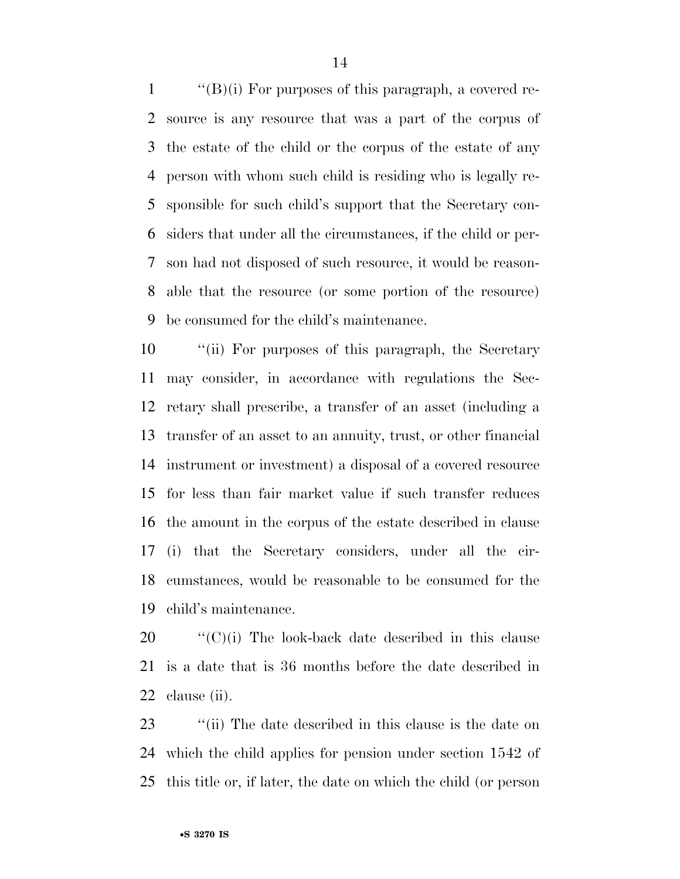''(B)(i) For purposes of this paragraph, a covered resource is any resource that was a part of the corpus of the estate of the child or the corpus of the estate of any person with whom such child is residing who is legally responsible for such child's support that the Secretary considers that under all the circumstances, if the child or person had not disposed of such resource, it would be reasonable that the resource (or some portion of the resource) be consumed for the child's maintenance.

''(ii) For purposes of this paragraph, the Secretary may consider, in accordance with regulations the Secretary shall prescribe, a transfer of an asset (including a transfer of an asset to an annuity, trust, or other financial instrument or investment) a disposal of a covered resource for less than fair market value if such transfer reduces the amount in the corpus of the estate described in clause (i) that the Secretary considers, under all the circumstances, would be reasonable to be consumed for the child's maintenance.

''(C)(i) The look-back date described in this clause is a date that is 36 months before the date described in clause (ii).

''(ii) The date described in this clause is the date on which the child applies for pension under section 1542 of this title or, if later, the date on which the child (or person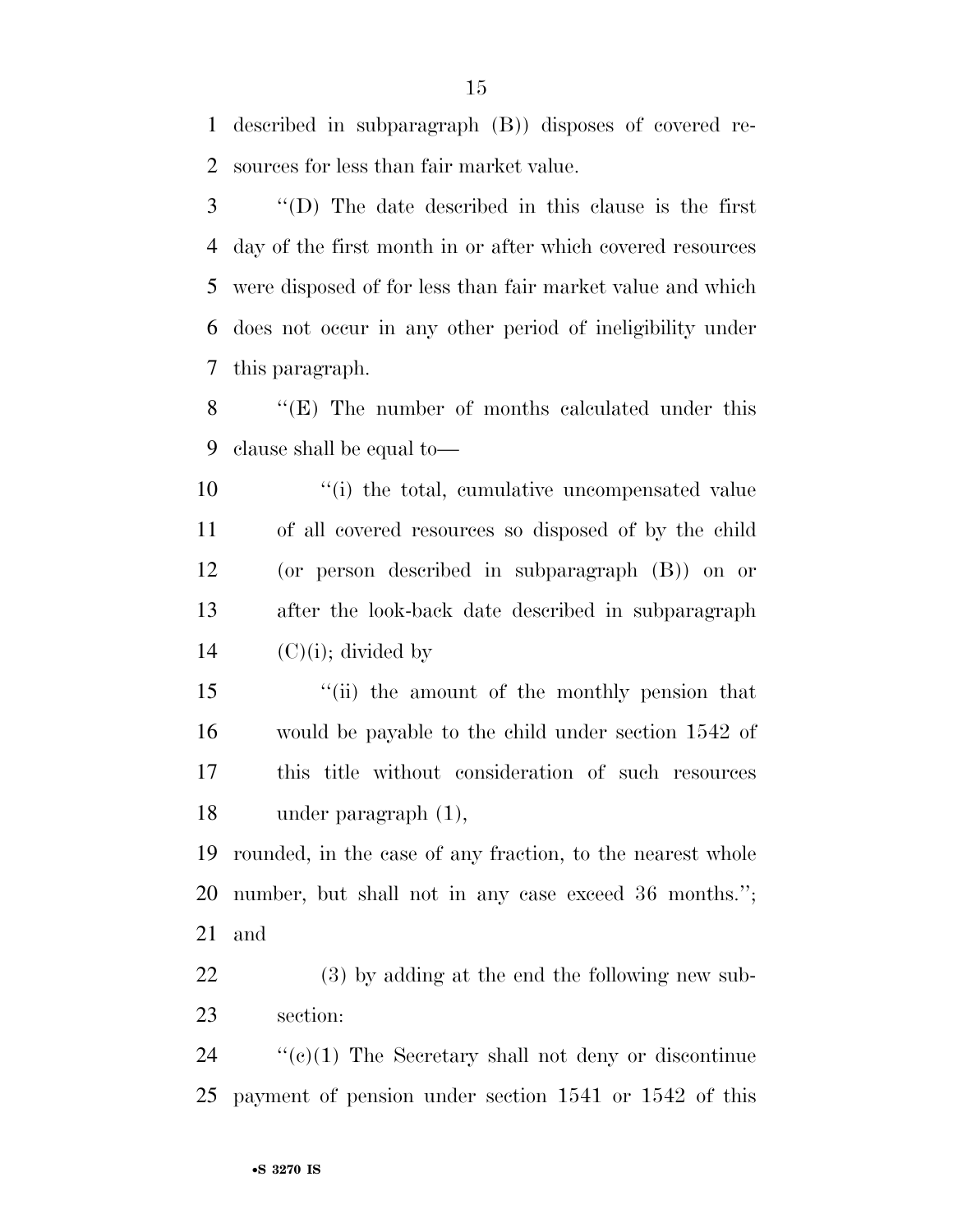described in subparagraph (B)) disposes of covered resources for less than fair market value.

''(D) The date described in this clause is the first day of the first month in or after which covered resources were disposed of for less than fair market value and which does not occur in any other period of ineligibility under this paragraph.

''(E) The number of months calculated under this clause shall be equal to—

''(i) the total, cumulative uncompensated value of all covered resources so disposed of by the child (or person described in subparagraph (B)) on or after the look-back date described in subparagraph (C)(i); divided by

''(ii) the amount of the monthly pension that would be payable to the child under section 1542 of this title without consideration of such resources under paragraph (1),

rounded, in the case of any fraction, to the nearest whole number, but shall not in any case exceed 36 months.''; and

(3) by adding at the end the following new subsection:

''(c)(1) The Secretary shall not deny or discontinue payment of pension under section 1541 or 1542 of this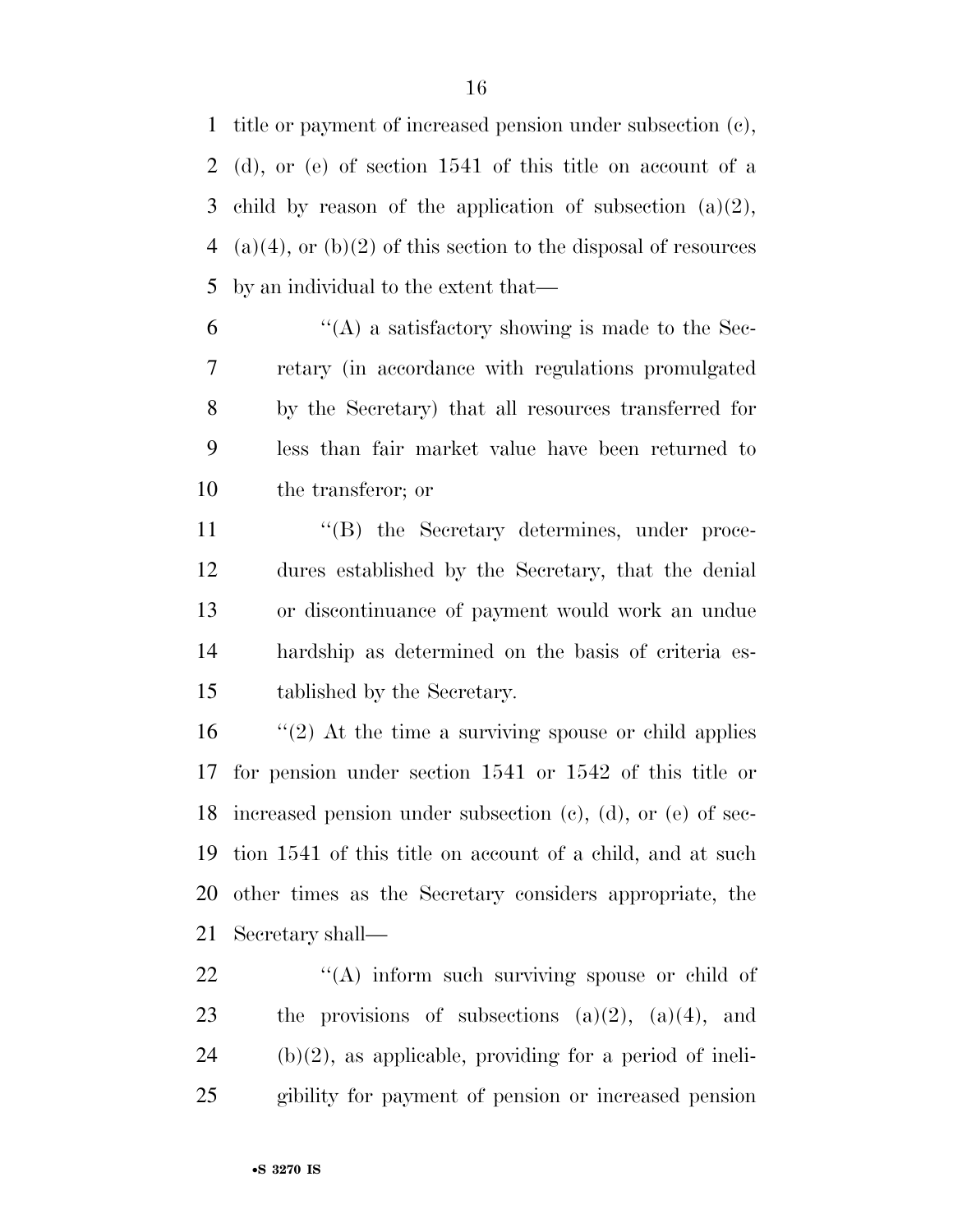title or payment of increased pension under subsection (c), (d), or (e) of section 1541 of this title on account of a child by reason of the application of subsection (a)(2), (a)(4), or (b)(2) of this section to the disposal of resources by an individual to the extent that—

''(A) a satisfactory showing is made to the Secretary (in accordance with regulations promulgated by the Secretary) that all resources transferred for less than fair market value have been returned to the transferor; or

''(B) the Secretary determines, under procedures established by the Secretary, that the denial or discontinuance of payment would work an undue hardship as determined on the basis of criteria established by the Secretary.

''(2) At the time a surviving spouse or child applies for pension under section 1541 or 1542 of this title or increased pension under subsection (c), (d), or (e) of section 1541 of this title on account of a child, and at such other times as the Secretary considers appropriate, the Secretary shall—

''(A) inform such surviving spouse or child of the provisions of subsections (a)(2), (a)(4), and (b)(2), as applicable, providing for a period of ineligibility for payment of pension or increased pension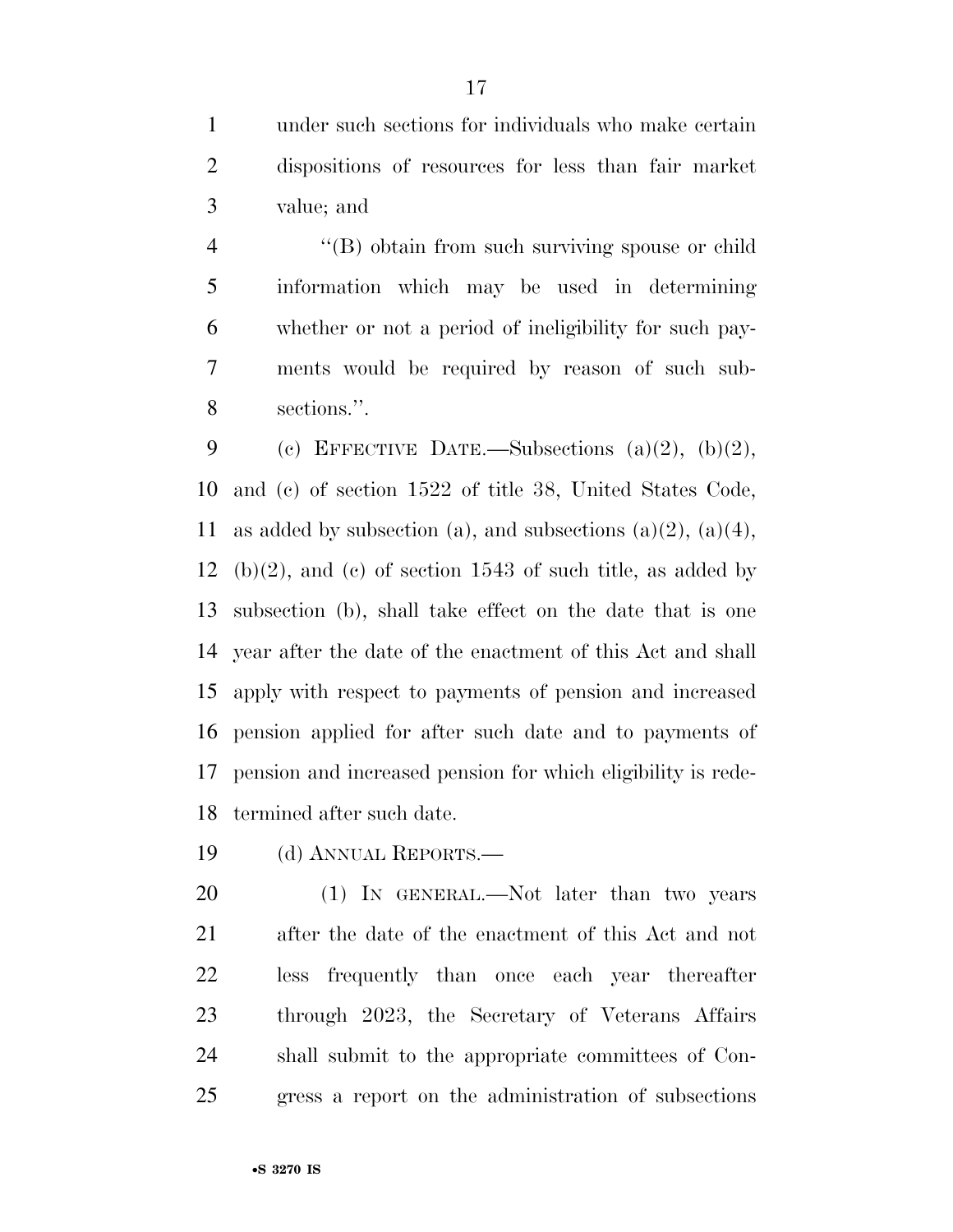under such sections for individuals who make certain dispositions of resources for less than fair market value; and

"(B) obtain from such surviving spouse or child information which may be used in determining whether or not a period of ineligibility for such payments would be required by reason of such subsections.".

(c) EFFECTIVE DATE.—Subsections (a)(2), (b)(2), and (c) of section 1522 of title 38, United States Code, as added by subsection (a), and subsections (a)(2), (a)(4), (b)(2), and (c) of section 1543 of such title, as added by subsection (b), shall take effect on the date that is one year after the date of the enactment of this Act and shall apply with respect to payments of pension and increased pension applied for after such date and to payments of pension and increased pension for which eligibility is redetermined after such date.

(d) ANNUAL REPORTS.—

(1) IN GENERAL.—Not later than two years after the date of the enactment of this Act and not less frequently than once each year thereafter through 2023, the Secretary of Veterans Affairs shall submit to the appropriate committees of Congress a report on the administration of subsections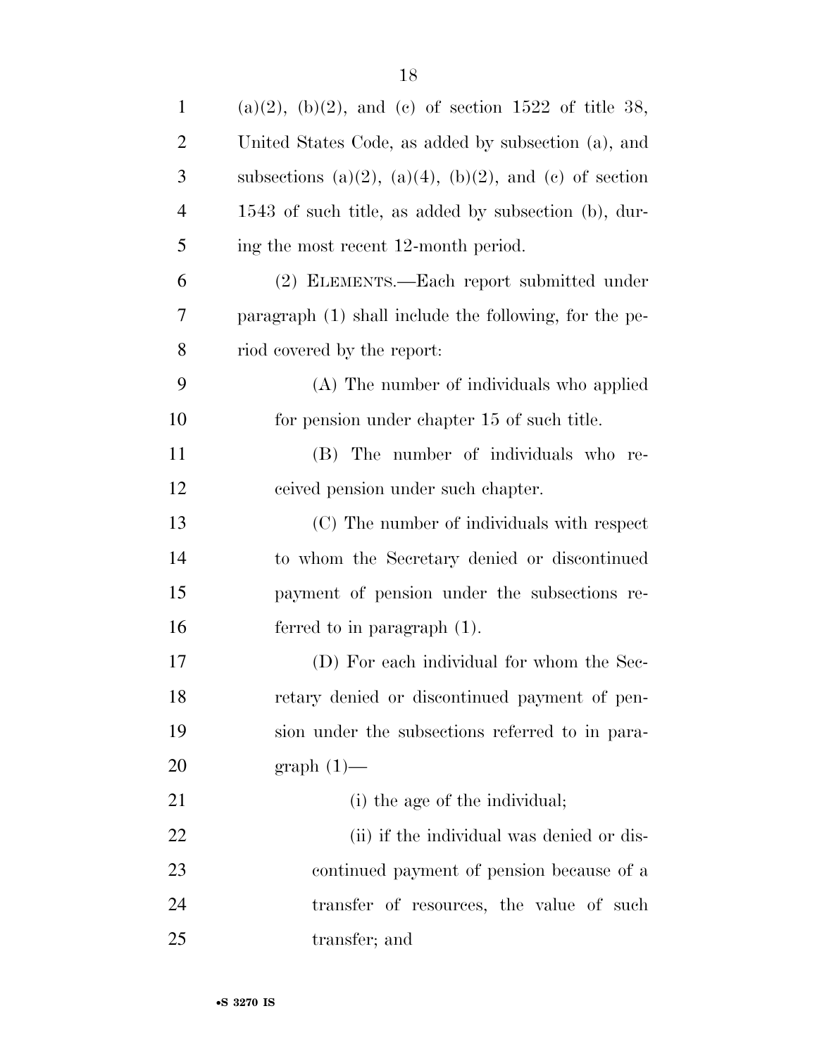(a)(2), (b)(2), and (c) of section 1522 of title 38, United States Code, as added by subsection (a), and subsections (a)(2), (a)(4), (b)(2), and (c) of section 1543 of such title, as added by subsection (b), during the most recent 12-month period.

(2) ELEMENTS.—Each report submitted under paragraph (1) shall include the following, for the period covered by the report:

(A) The number of individuals who applied for pension under chapter 15 of such title.

(B) The number of individuals who received pension under such chapter.

(C) The number of individuals with respect to whom the Secretary denied or discontinued payment of pension under the subsections referred to in paragraph (1).

(D) For each individual for whom the Secretary denied or discontinued payment of pension under the subsections referred to in paragraph (1)—

(i) the age of the individual;

(ii) if the individual was denied or discontinued payment of pension because of a transfer of resources, the value of such transfer; and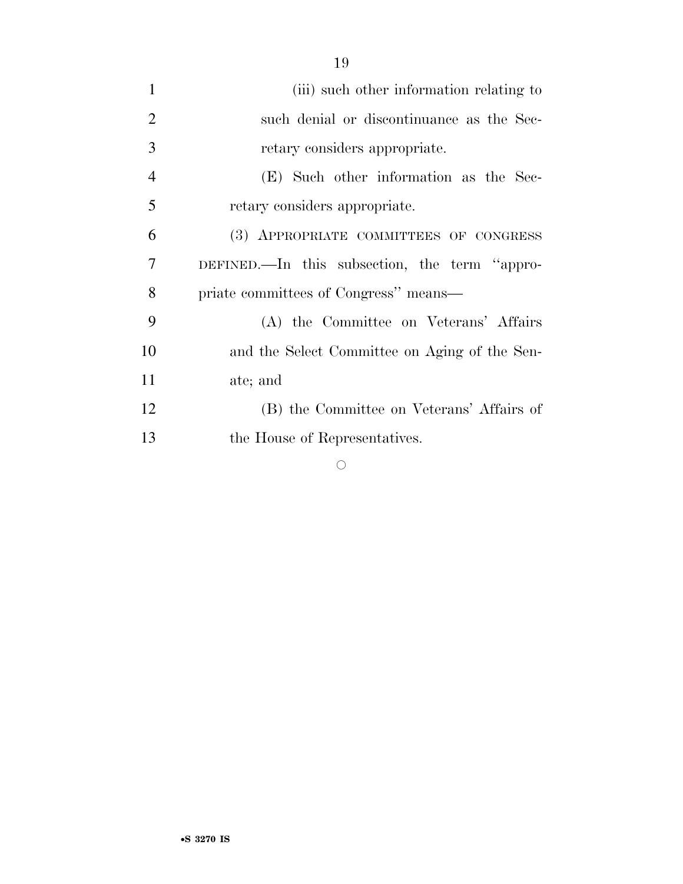(iii) such other information relating to such denial or discontinuance as the Secretary considers appropriate.

(E) Such other information as the Secretary considers appropriate.

(3) APPROPRIATE COMMITTEES OF CONGRESS DEFINED.—In this subsection, the term ''appropriate committees of Congress'' means—

(A) the Committee on Veterans' Affairs and the Select Committee on Aging of the Senate; and

(B) the Committee on Veterans' Affairs of the House of Representatives.

○